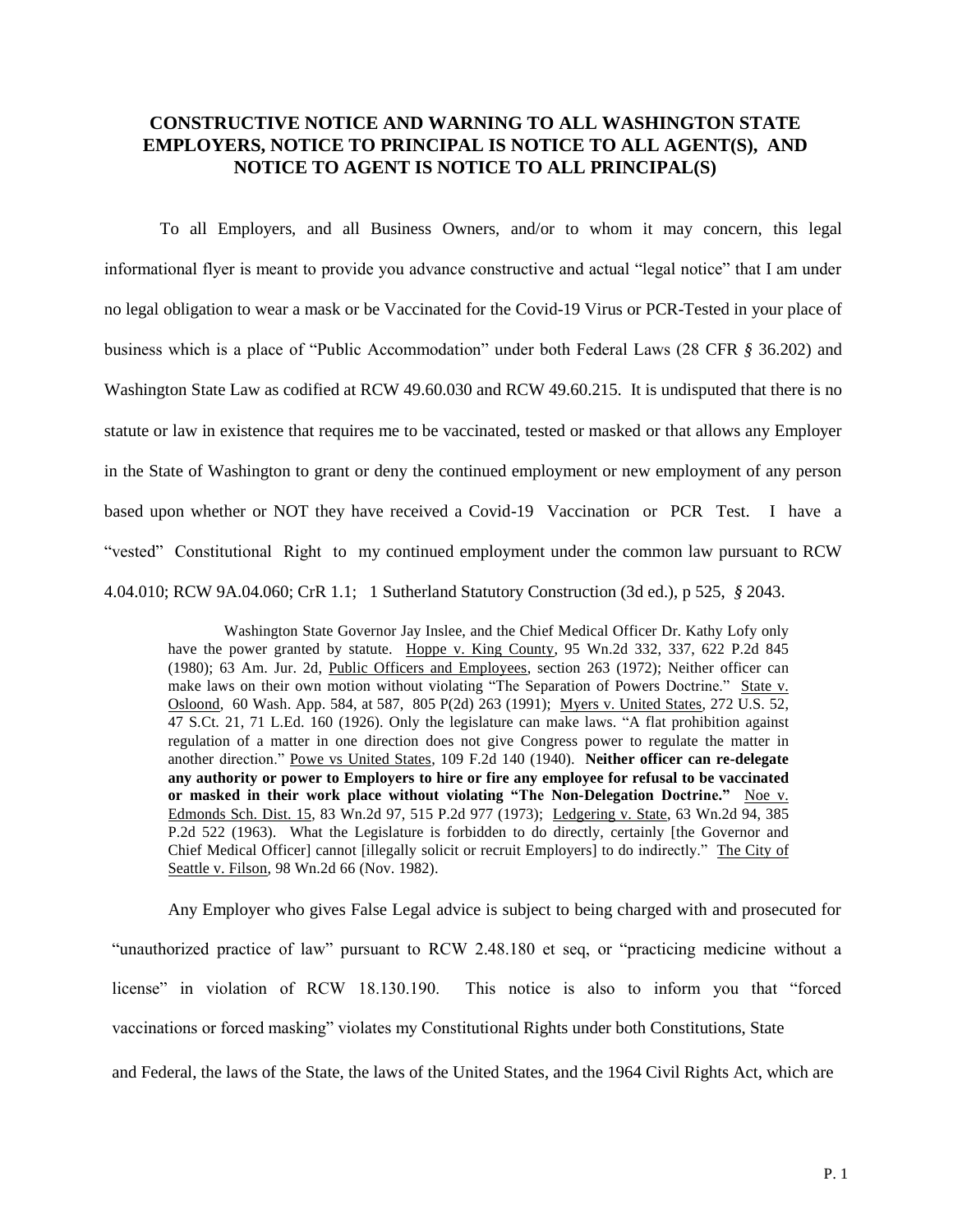# CONSTRUCTIVE NOTICE AND WARNING TO ALL WASHINGTON STATE EMPLOYERS, NOTICE TO PRINCIPAL IS NOTICE TO ALL AGENT(S), AND NOTICE TO AGENT IS NOTICE TO ALL PRINCIPAL(S)

To all Employers, and all Business Owners, and/or to whom it may concern, this legal informational flyer is meant to provide you advance constructive and actual "legal notice" that I am under no legal obligation to wear a mask or be Vaccinated for the Covid-19 Virus or PCR-Tested in your place of business which is a place of "Public Accommodation" under both Federal Laws (28 CFR § 36.202) and Washington State Law as codified at RCW 49.60.030 and RCW 49.60.215. It is undisputed that there is no statute or law in existence that requires me to be vaccinated, tested or masked or that allows any Employer in the State of Washington to grant or deny the continued employment or new employment of any person based upon whether or NOT they have received a Covid-19 Vaccination or PCR Test. I have a "vested" Constitutional Right to my continued employment under the common law pursuant to RCW 4.04.010; RCW 9A.04.060; CrR 1.1; 1 Sutherland Statutory Construction (3d ed.), p 525, § 2043.

> Washington State Governor Jay Inslee, and the Chief Medical Officer Dr. Kathy Lofy only have the power granted by statute. Hoppe v. King County, 95 Wn.2d 332, 337, 622 P.2d 845 (1980); 63 Am. Jur. 2d, Public Officers and Employees, section 263 (1972); Neither officer can make laws on their own motion without violating "The Separation of Powers Doctrine." State v. Osloond, 60 Wash. App. 584, at 587, 805 P(2d) 263 (1991); Myers v. United States, 272 U.S. 52, 47 S.Ct. 21, 71 L.Ed. 160 (1926). Only the legislature can make laws. "A flat prohibition against regulation of a matter in one direction does not give Congress power to regulate the matter in another direction." Powe vs United States, 109 F.2d 140 (1940). **Neither officer can re-delegate any authority or power to Employers to hire or fire any employee for refusal to be vaccinated or masked in their work place without violating "The Non-Delegation Doctrine."** Noe v. Edmonds Sch. Dist. 15, 83 Wn.2d 97, 515 P.2d 977 (1973); Ledgering v. State, 63 Wn.2d 94, 385 P.2d 522 (1963). What the Legislature is forbidden to do directly, certainly [the Governor and Chief Medical Officer] cannot [illegally solicit or recruit Employers] to do indirectly." The City of Seattle v. Filson, 98 Wn.2d 66 (Nov. 1982).

Any Employer who gives False Legal advice is subject to being charged with and prosecuted for "unauthorized practice of law" pursuant to RCW 2.48.180 et seq, or "practicing medicine without a license" in violation of RCW 18.130.190. This notice is also to inform you that "forced vaccinations or forced masking" violates my Constitutional Rights under both Constitutions, State and Federal, the laws of the State, the laws of the United States, and the 1964 Civil Rights Act, which are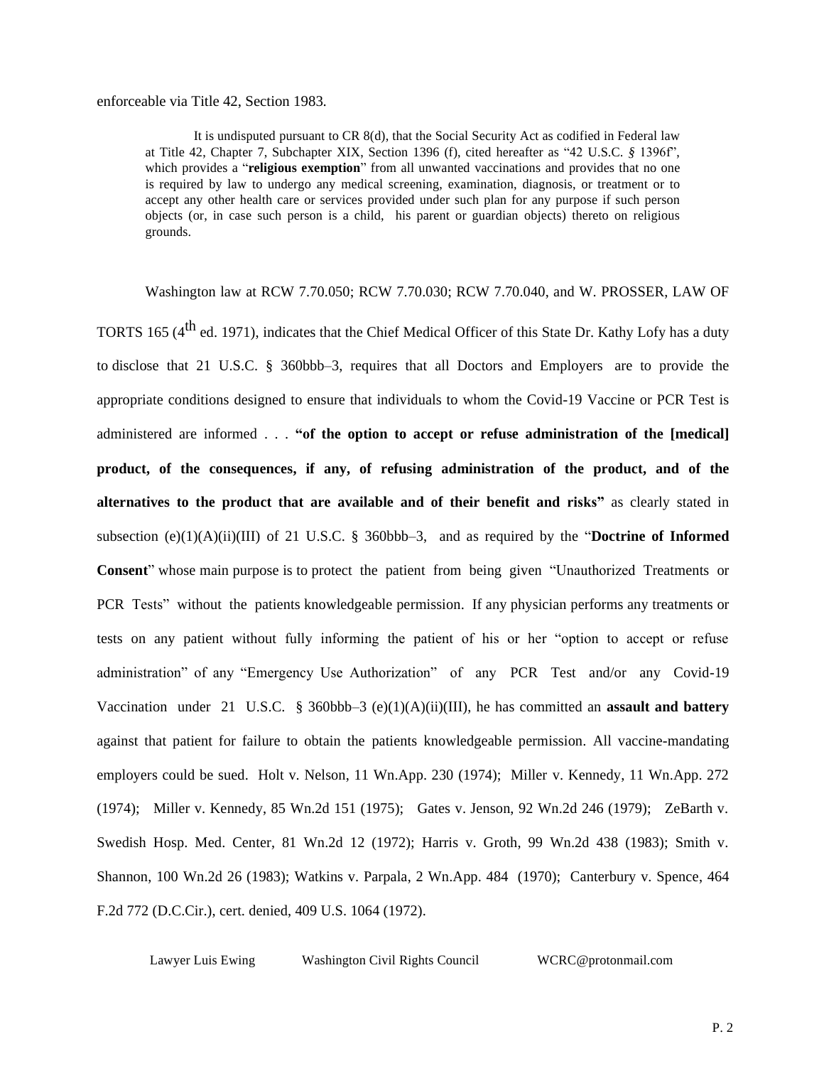enforceable via Title 42, Section 1983.

> It is undisputed pursuant to CR 8(d), that the Social Security Act as codified in Federal law at Title 42, Chapter 7, Subchapter XIX, Section 1396 (f), cited hereafter as "42 U.S.C. *§* 1396f", which provides a "**religious exemption**" from all unwanted vaccinations and provides that no one is required by law to undergo any medical screening, examination, diagnosis, or treatment or to accept any other health care or services provided under such plan for any purpose if such person objects (or, in case such person is a child, his parent or guardian objects) thereto on religious grounds.

Washington law at RCW 7.70.050; RCW 7.70.030; RCW 7.70.040, and W. PROSSER, LAW OF TORTS 165 (4th ed. 1971), indicates that the Chief Medical Officer of this State Dr. Kathy Lofy has a duty to disclose that 21 U.S.C. § 360bbb–3, requires that all Doctors and Employers are to provide the appropriate conditions designed to ensure that individuals to whom the Covid-19 Vaccine or PCR Test is administered are informed . . . **"of the option to accept or refuse administration of the [medical] product, of the consequences, if any, of refusing administration of the product, and of the alternatives to the product that are available and of their benefit and risks"** as clearly stated in subsection (e)(1)(A)(ii)(III) of 21 U.S.C. § 360bbb–3, and as required by the "**Doctrine of Informed Consent**" whose main purpose is to protect the patient from being given "Unauthorized Treatments or PCR Tests" without the patients knowledgeable permission. If any physician performs any treatments or tests on any patient without fully informing the patient of his or her "option to accept or refuse administration" of any "Emergency Use Authorization" of any PCR Test and/or any Covid-19 Vaccination under 21 U.S.C. § 360bbb–3 (e)(1)(A)(ii)(III), he has committed an **assault and battery** against that patient for failure to obtain the patients knowledgeable permission. All vaccine-mandating employers could be sued. Holt v. Nelson, 11 Wn.App. 230 (1974); Miller v. Kennedy, 11 Wn.App. 272 (1974); Miller v. Kennedy, 85 Wn.2d 151 (1975); Gates v. Jenson, 92 Wn.2d 246 (1979); ZeBarth v. Swedish Hosp. Med. Center, 81 Wn.2d 12 (1972); Harris v. Groth, 99 Wn.2d 438 (1983); Smith v. Shannon, 100 Wn.2d 26 (1983); Watkins v. Parpala, 2 Wn.App. 484 (1970); Canterbury v. Spence, 464 F.2d 772 (D.C.Cir.), cert. denied, 409 U.S. 1064 (1972).

Lawyer Luis Ewing Washington Civil Rights Council WCRC@protonmail.com